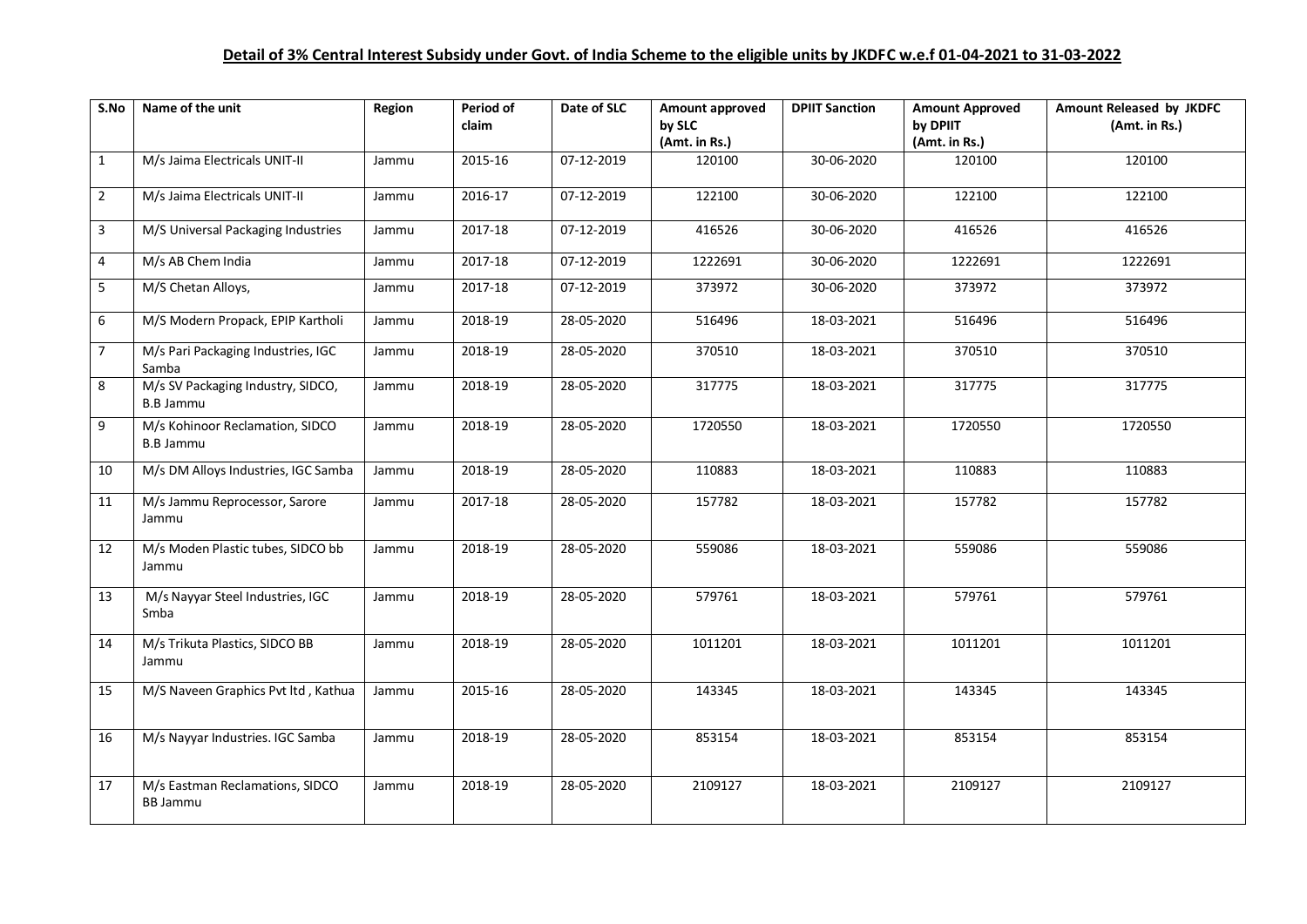**Detail of 3% Central Interest Subsidy under Govt. of India Scheme to the eligible units by JKDFC w.e.f 01-04-2021 to 31-03-2022**

| S.No | Name of the unit | Region | Period of claim | Date of SLC | Amount approved by SLC (Amt. in Rs.) | DPIIT Sanction | Amount Approved by DPIIT (Amt. in Rs.) | Amount Released by JKDFC (Amt. in Rs.) |
|---|---|---|---|---|---|---|---|---|
| 1 | M/s Jaima Electricals UNIT-II | Jammu | 2015-16 | 07-12-2019 | 120100 | 30-06-2020 | 120100 | 120100 |
| 2 | M/s Jaima Electricals UNIT-II | Jammu | 2016-17 | 07-12-2019 | 122100 | 30-06-2020 | 122100 | 122100 |
| 3 | M/S Universal Packaging Industries | Jammu | 2017-18 | 07-12-2019 | 416526 | 30-06-2020 | 416526 | 416526 |
| 4 | M/s AB Chem India | Jammu | 2017-18 | 07-12-2019 | 1222691 | 30-06-2020 | 1222691 | 1222691 |
| 5 | M/S Chetan Alloys, | Jammu | 2017-18 | 07-12-2019 | 373972 | 30-06-2020 | 373972 | 373972 |
| 6 | M/S Modern Propack, EPIP Kartholi | Jammu | 2018-19 | 28-05-2020 | 516496 | 18-03-2021 | 516496 | 516496 |
| 7 | M/s Pari Packaging Industries, IGC Samba | Jammu | 2018-19 | 28-05-2020 | 370510 | 18-03-2021 | 370510 | 370510 |
| 8 | M/s SV Packaging Industry, SIDCO, B.B Jammu | Jammu | 2018-19 | 28-05-2020 | 317775 | 18-03-2021 | 317775 | 317775 |
| 9 | M/s Kohinoor Reclamation, SIDCO B.B Jammu | Jammu | 2018-19 | 28-05-2020 | 1720550 | 18-03-2021 | 1720550 | 1720550 |
| 10 | M/s DM Alloys Industries, IGC Samba | Jammu | 2018-19 | 28-05-2020 | 110883 | 18-03-2021 | 110883 | 110883 |
| 11 | M/s Jammu Reprocessor, Sarore Jammu | Jammu | 2017-18 | 28-05-2020 | 157782 | 18-03-2021 | 157782 | 157782 |
| 12 | M/s Moden Plastic tubes, SIDCO bb Jammu | Jammu | 2018-19 | 28-05-2020 | 559086 | 18-03-2021 | 559086 | 559086 |
| 13 | M/s Nayyar Steel Industries, IGC Smba | Jammu | 2018-19 | 28-05-2020 | 579761 | 18-03-2021 | 579761 | 579761 |
| 14 | M/s Trikuta Plastics, SIDCO BB Jammu | Jammu | 2018-19 | 28-05-2020 | 1011201 | 18-03-2021 | 1011201 | 1011201 |
| 15 | M/S Naveen Graphics Pvt ltd , Kathua | Jammu | 2015-16 | 28-05-2020 | 143345 | 18-03-2021 | 143345 | 143345 |
| 16 | M/s Nayyar Industries. IGC Samba | Jammu | 2018-19 | 28-05-2020 | 853154 | 18-03-2021 | 853154 | 853154 |
| 17 | M/s Eastman Reclamations, SIDCO BB Jammu | Jammu | 2018-19 | 28-05-2020 | 2109127 | 18-03-2021 | 2109127 | 2109127 |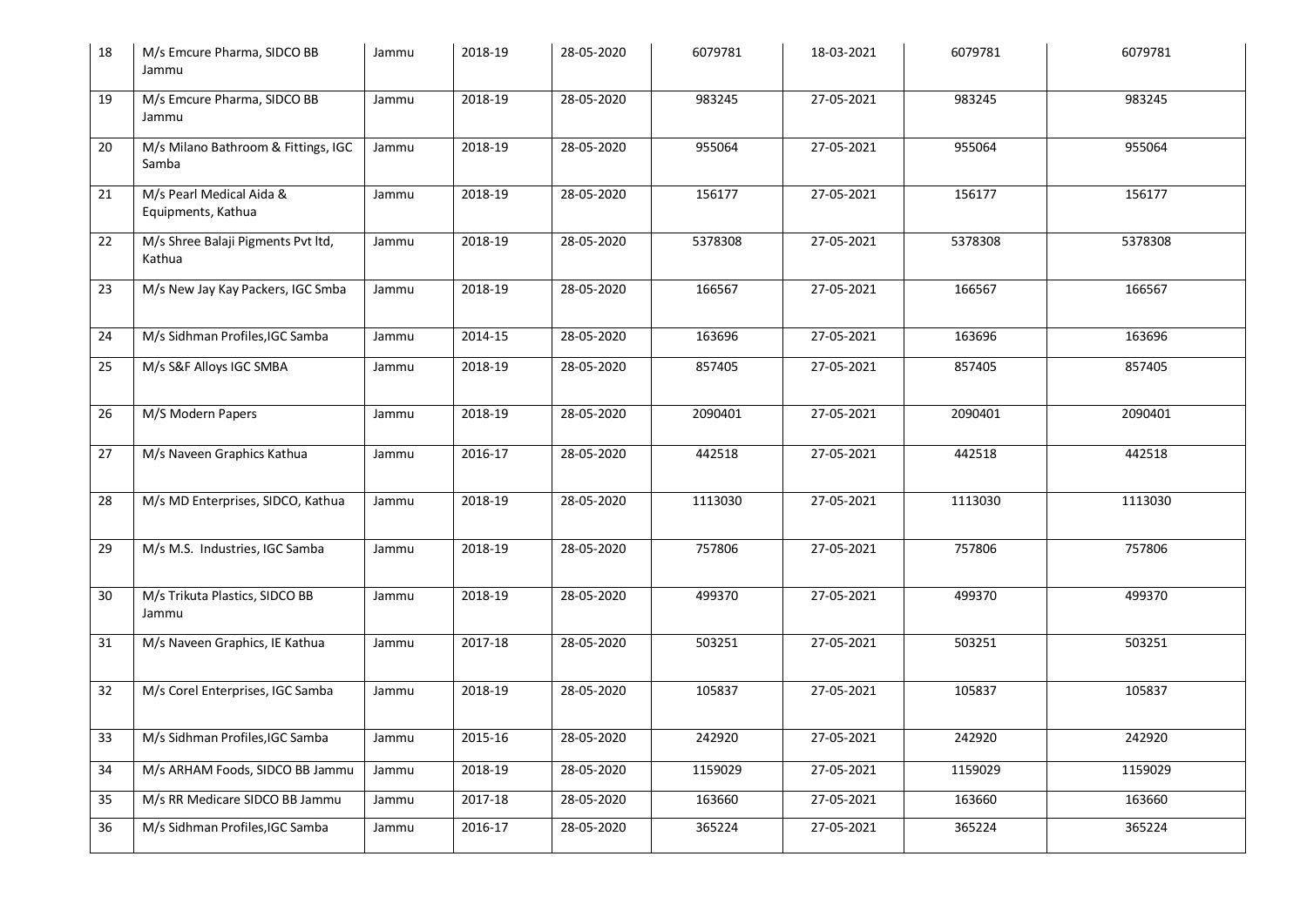| | | | | | | | | |
|---|---|---|---|---|---|---|---|---|
| 18 | M/s Emcure Pharma, SIDCO BB Jammu | Jammu | 2018-19 | 28-05-2020 | 6079781 | 18-03-2021 | 6079781 | 6079781 |
| 19 | M/s Emcure Pharma, SIDCO BB Jammu | Jammu | 2018-19 | 28-05-2020 | 983245 | 27-05-2021 | 983245 | 983245 |
| 20 | M/s Milano Bathroom & Fittings, IGC Samba | Jammu | 2018-19 | 28-05-2020 | 955064 | 27-05-2021 | 955064 | 955064 |
| 21 | M/s Pearl Medical Aida & Equipments, Kathua | Jammu | 2018-19 | 28-05-2020 | 156177 | 27-05-2021 | 156177 | 156177 |
| 22 | M/s Shree Balaji Pigments Pvt ltd, Kathua | Jammu | 2018-19 | 28-05-2020 | 5378308 | 27-05-2021 | 5378308 | 5378308 |
| 23 | M/s New Jay Kay Packers, IGC Smba | Jammu | 2018-19 | 28-05-2020 | 166567 | 27-05-2021 | 166567 | 166567 |
| 24 | M/s Sidhman Profiles,IGC Samba | Jammu | 2014-15 | 28-05-2020 | 163696 | 27-05-2021 | 163696 | 163696 |
| 25 | M/s S&F Alloys IGC SMBA | Jammu | 2018-19 | 28-05-2020 | 857405 | 27-05-2021 | 857405 | 857405 |
| 26 | M/S Modern Papers | Jammu | 2018-19 | 28-05-2020 | 2090401 | 27-05-2021 | 2090401 | 2090401 |
| 27 | M/s Naveen Graphics Kathua | Jammu | 2016-17 | 28-05-2020 | 442518 | 27-05-2021 | 442518 | 442518 |
| 28 | M/s MD Enterprises, SIDCO, Kathua | Jammu | 2018-19 | 28-05-2020 | 1113030 | 27-05-2021 | 1113030 | 1113030 |
| 29 | M/s M.S. Industries, IGC Samba | Jammu | 2018-19 | 28-05-2020 | 757806 | 27-05-2021 | 757806 | 757806 |
| 30 | M/s Trikuta Plastics, SIDCO BB Jammu | Jammu | 2018-19 | 28-05-2020 | 499370 | 27-05-2021 | 499370 | 499370 |
| 31 | M/s Naveen Graphics, IE Kathua | Jammu | 2017-18 | 28-05-2020 | 503251 | 27-05-2021 | 503251 | 503251 |
| 32 | M/s Corel Enterprises, IGC Samba | Jammu | 2018-19 | 28-05-2020 | 105837 | 27-05-2021 | 105837 | 105837 |
| 33 | M/s Sidhman Profiles,IGC Samba | Jammu | 2015-16 | 28-05-2020 | 242920 | 27-05-2021 | 242920 | 242920 |
| 34 | M/s ARHAM Foods, SIDCO BB Jammu | Jammu | 2018-19 | 28-05-2020 | 1159029 | 27-05-2021 | 1159029 | 1159029 |
| 35 | M/s RR Medicare SIDCO BB Jammu | Jammu | 2017-18 | 28-05-2020 | 163660 | 27-05-2021 | 163660 | 163660 |
| 36 | M/s Sidhman Profiles,IGC Samba | Jammu | 2016-17 | 28-05-2020 | 365224 | 27-05-2021 | 365224 | 365224 |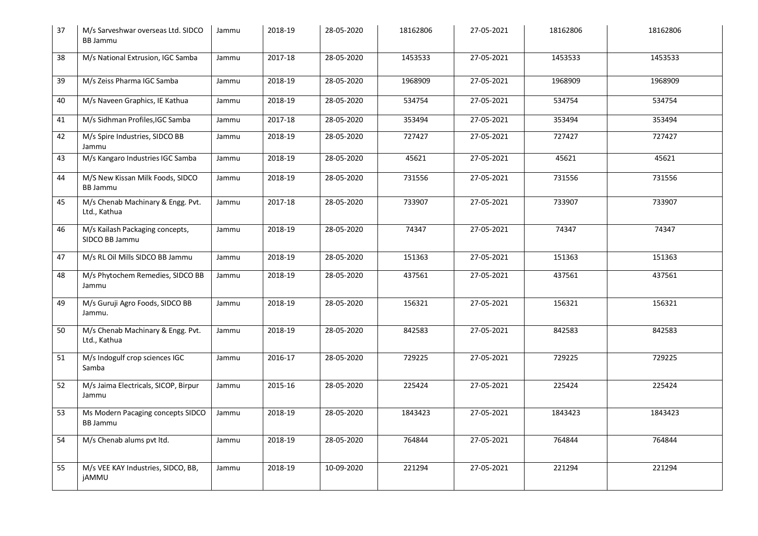| 37 | M/s Sarveshwar overseas Ltd. SIDCO BB Jammu | Jammu | 2018-19 | 28-05-2020 | 18162806 | 27-05-2021 | 18162806 | 18162806 |
|---|---|---|---|---|---|---|---|---|
| 38 | M/s National Extrusion, IGC Samba | Jammu | 2017-18 | 28-05-2020 | 1453533 | 27-05-2021 | 1453533 | 1453533 |
| 39 | M/s Zeiss Pharma IGC Samba | Jammu | 2018-19 | 28-05-2020 | 1968909 | 27-05-2021 | 1968909 | 1968909 |
| 40 | M/s Naveen Graphics, IE Kathua | Jammu | 2018-19 | 28-05-2020 | 534754 | 27-05-2021 | 534754 | 534754 |
| 41 | M/s Sidhman Profiles,IGC Samba | Jammu | 2017-18 | 28-05-2020 | 353494 | 27-05-2021 | 353494 | 353494 |
| 42 | M/s Spire Industries, SIDCO BB Jammu | Jammu | 2018-19 | 28-05-2020 | 727427 | 27-05-2021 | 727427 | 727427 |
| 43 | M/s Kangaro Industries IGC Samba | Jammu | 2018-19 | 28-05-2020 | 45621 | 27-05-2021 | 45621 | 45621 |
| 44 | M/S New Kissan Milk Foods, SIDCO BB Jammu | Jammu | 2018-19 | 28-05-2020 | 731556 | 27-05-2021 | 731556 | 731556 |
| 45 | M/s Chenab Machinary & Engg. Pvt. Ltd., Kathua | Jammu | 2017-18 | 28-05-2020 | 733907 | 27-05-2021 | 733907 | 733907 |
| 46 | M/s Kailash Packaging concepts, SIDCO BB Jammu | Jammu | 2018-19 | 28-05-2020 | 74347 | 27-05-2021 | 74347 | 74347 |
| 47 | M/s RL Oil Mills SIDCO BB Jammu | Jammu | 2018-19 | 28-05-2020 | 151363 | 27-05-2021 | 151363 | 151363 |
| 48 | M/s Phytochem Remedies, SIDCO BB Jammu | Jammu | 2018-19 | 28-05-2020 | 437561 | 27-05-2021 | 437561 | 437561 |
| 49 | M/s Guruji Agro Foods, SIDCO BB Jammu. | Jammu | 2018-19 | 28-05-2020 | 156321 | 27-05-2021 | 156321 | 156321 |
| 50 | M/s Chenab Machinary & Engg. Pvt. Ltd., Kathua | Jammu | 2018-19 | 28-05-2020 | 842583 | 27-05-2021 | 842583 | 842583 |
| 51 | M/s Indogulf crop sciences IGC Samba | Jammu | 2016-17 | 28-05-2020 | 729225 | 27-05-2021 | 729225 | 729225 |
| 52 | M/s Jaima Electricals, SICOP, Birpur Jammu | Jammu | 2015-16 | 28-05-2020 | 225424 | 27-05-2021 | 225424 | 225424 |
| 53 | Ms Modern Pacaging concepts SIDCO BB Jammu | Jammu | 2018-19 | 28-05-2020 | 1843423 | 27-05-2021 | 1843423 | 1843423 |
| 54 | M/s Chenab alums pvt ltd. | Jammu | 2018-19 | 28-05-2020 | 764844 | 27-05-2021 | 764844 | 764844 |
| 55 | M/s VEE KAY Industries, SIDCO, BB, jAMMU | Jammu | 2018-19 | 10-09-2020 | 221294 | 27-05-2021 | 221294 | 221294 |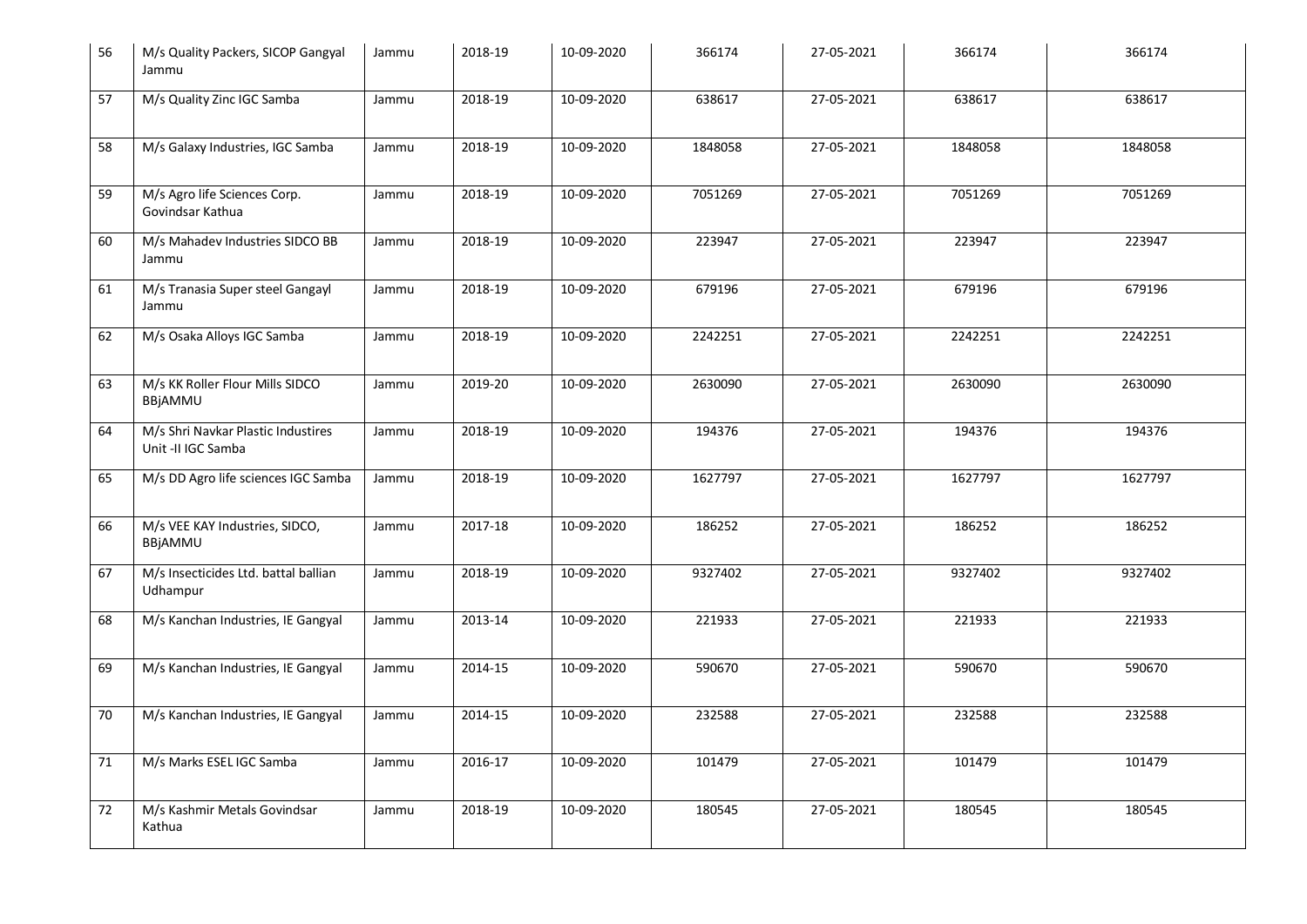| 56 | M/s Quality Packers, SICOP Gangyal Jammu | Jammu | 2018-19 | 10-09-2020 | 366174 | 27-05-2021 | 366174 | 366174 |
|---|---|---|---|---|---|---|---|---|
| 57 | M/s Quality Zinc IGC Samba | Jammu | 2018-19 | 10-09-2020 | 638617 | 27-05-2021 | 638617 | 638617 |
| 58 | M/s Galaxy Industries, IGC Samba | Jammu | 2018-19 | 10-09-2020 | 1848058 | 27-05-2021 | 1848058 | 1848058 |
| 59 | M/s Agro life Sciences Corp. Govindsar Kathua | Jammu | 2018-19 | 10-09-2020 | 7051269 | 27-05-2021 | 7051269 | 7051269 |
| 60 | M/s Mahadev Industries SIDCO BB Jammu | Jammu | 2018-19 | 10-09-2020 | 223947 | 27-05-2021 | 223947 | 223947 |
| 61 | M/s Tranasia Super steel Gangayl Jammu | Jammu | 2018-19 | 10-09-2020 | 679196 | 27-05-2021 | 679196 | 679196 |
| 62 | M/s Osaka Alloys IGC Samba | Jammu | 2018-19 | 10-09-2020 | 2242251 | 27-05-2021 | 2242251 | 2242251 |
| 63 | M/s KK Roller Flour Mills SIDCO BBjAMMU | Jammu | 2019-20 | 10-09-2020 | 2630090 | 27-05-2021 | 2630090 | 2630090 |
| 64 | M/s Shri Navkar Plastic Industires Unit -II IGC Samba | Jammu | 2018-19 | 10-09-2020 | 194376 | 27-05-2021 | 194376 | 194376 |
| 65 | M/s DD Agro life sciences IGC Samba | Jammu | 2018-19 | 10-09-2020 | 1627797 | 27-05-2021 | 1627797 | 1627797 |
| 66 | M/s VEE KAY Industries, SIDCO, BBjAMMU | Jammu | 2017-18 | 10-09-2020 | 186252 | 27-05-2021 | 186252 | 186252 |
| 67 | M/s Insecticides Ltd. battal ballian Udhampur | Jammu | 2018-19 | 10-09-2020 | 9327402 | 27-05-2021 | 9327402 | 9327402 |
| 68 | M/s Kanchan Industries, IE Gangyal | Jammu | 2013-14 | 10-09-2020 | 221933 | 27-05-2021 | 221933 | 221933 |
| 69 | M/s Kanchan Industries, IE Gangyal | Jammu | 2014-15 | 10-09-2020 | 590670 | 27-05-2021 | 590670 | 590670 |
| 70 | M/s Kanchan Industries, IE Gangyal | Jammu | 2014-15 | 10-09-2020 | 232588 | 27-05-2021 | 232588 | 232588 |
| 71 | M/s Marks ESEL IGC Samba | Jammu | 2016-17 | 10-09-2020 | 101479 | 27-05-2021 | 101479 | 101479 |
| 72 | M/s Kashmir Metals Govindsar Kathua | Jammu | 2018-19 | 10-09-2020 | 180545 | 27-05-2021 | 180545 | 180545 |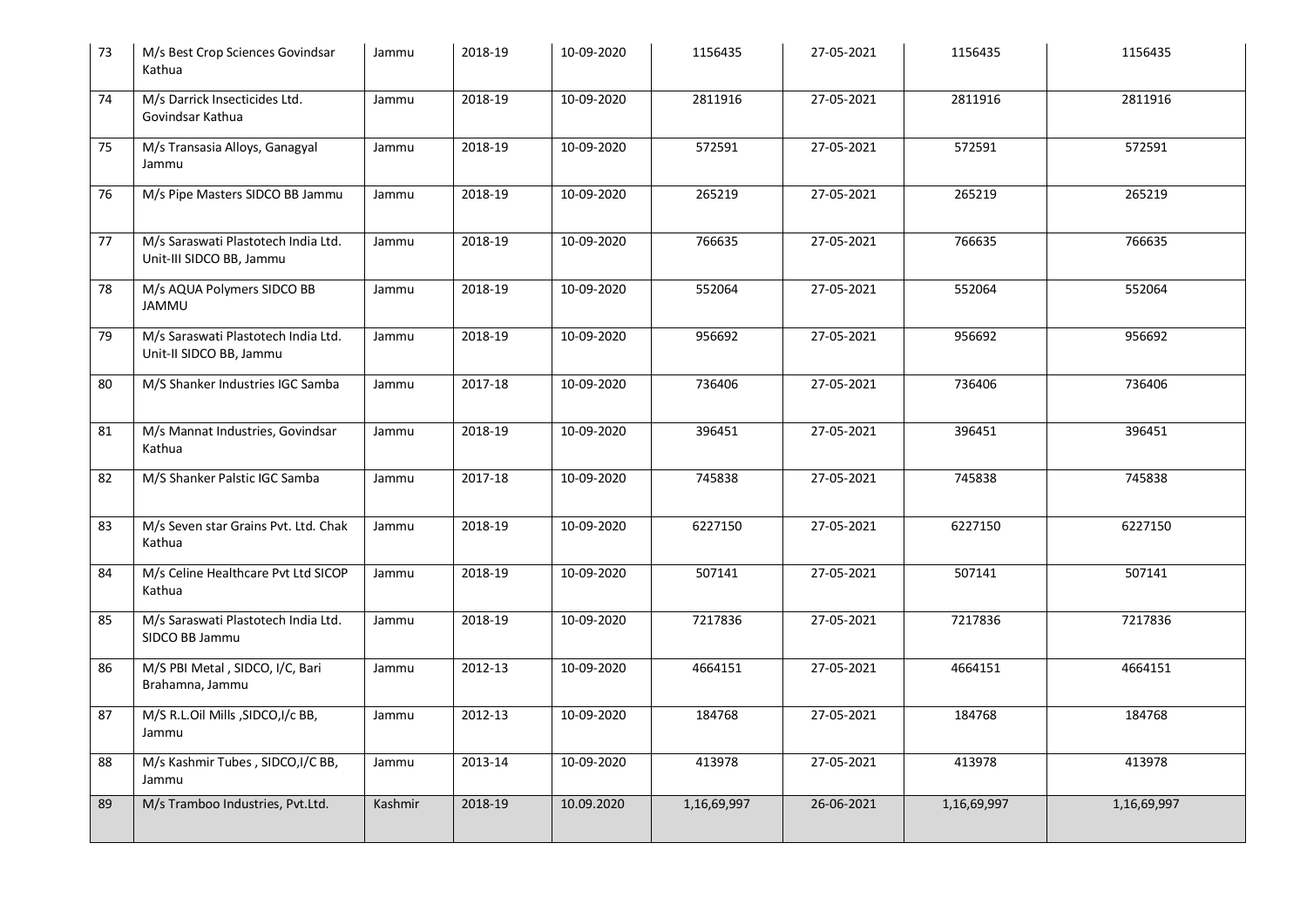| 73 | M/s Best Crop Sciences Govindsar Kathua | Jammu | 2018-19 | 10-09-2020 | 1156435 | 27-05-2021 | 1156435 | 1156435 |
|---|---|---|---|---|---|---|---|---|
| 74 | M/s Darrick Insecticides Ltd. Govindsar Kathua | Jammu | 2018-19 | 10-09-2020 | 2811916 | 27-05-2021 | 2811916 | 2811916 |
| 75 | M/s Transasia Alloys, Ganagyal Jammu | Jammu | 2018-19 | 10-09-2020 | 572591 | 27-05-2021 | 572591 | 572591 |
| 76 | M/s Pipe Masters SIDCO BB Jammu | Jammu | 2018-19 | 10-09-2020 | 265219 | 27-05-2021 | 265219 | 265219 |
| 77 | M/s Saraswati Plastotech India Ltd. Unit-III SIDCO BB, Jammu | Jammu | 2018-19 | 10-09-2020 | 766635 | 27-05-2021 | 766635 | 766635 |
| 78 | M/s AQUA Polymers SIDCO BB JAMMU | Jammu | 2018-19 | 10-09-2020 | 552064 | 27-05-2021 | 552064 | 552064 |
| 79 | M/s Saraswati Plastotech India Ltd. Unit-II SIDCO BB, Jammu | Jammu | 2018-19 | 10-09-2020 | 956692 | 27-05-2021 | 956692 | 956692 |
| 80 | M/S Shanker Industries IGC Samba | Jammu | 2017-18 | 10-09-2020 | 736406 | 27-05-2021 | 736406 | 736406 |
| 81 | M/s Mannat Industries, Govindsar Kathua | Jammu | 2018-19 | 10-09-2020 | 396451 | 27-05-2021 | 396451 | 396451 |
| 82 | M/S Shanker Palstic IGC Samba | Jammu | 2017-18 | 10-09-2020 | 745838 | 27-05-2021 | 745838 | 745838 |
| 83 | M/s Seven star Grains Pvt. Ltd. Chak Kathua | Jammu | 2018-19 | 10-09-2020 | 6227150 | 27-05-2021 | 6227150 | 6227150 |
| 84 | M/s Celine Healthcare Pvt Ltd SICOP Kathua | Jammu | 2018-19 | 10-09-2020 | 507141 | 27-05-2021 | 507141 | 507141 |
| 85 | M/s Saraswati Plastotech India Ltd. SIDCO BB Jammu | Jammu | 2018-19 | 10-09-2020 | 7217836 | 27-05-2021 | 7217836 | 7217836 |
| 86 | M/S PBI Metal , SIDCO, I/C, Bari Brahamna, Jammu | Jammu | 2012-13 | 10-09-2020 | 4664151 | 27-05-2021 | 4664151 | 4664151 |
| 87 | M/S R.L.Oil Mills ,SIDCO,I/c BB, Jammu | Jammu | 2012-13 | 10-09-2020 | 184768 | 27-05-2021 | 184768 | 184768 |
| 88 | M/s Kashmir Tubes , SIDCO,I/C BB, Jammu | Jammu | 2013-14 | 10-09-2020 | 413978 | 27-05-2021 | 413978 | 413978 |
| 89 | M/s Tramboo Industries, Pvt.Ltd. | Kashmir | 2018-19 | 10.09.2020 | 1,16,69,997 | 26-06-2021 | 1,16,69,997 | 1,16,69,997 |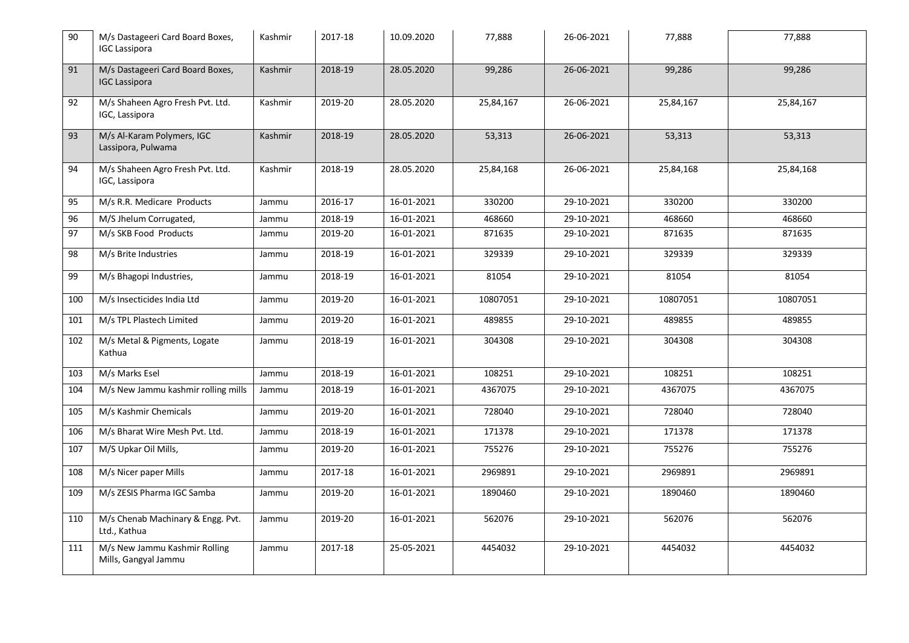| 90 | M/s Dastageeri Card Board Boxes, IGC Lassipora | Kashmir | 2017-18 | 10.09.2020 | 77,888 | 26-06-2021 | 77,888 | 77,888 |
|---|---|---|---|---|---|---|---|---|
| 91 | M/s Dastageeri Card Board Boxes, IGC Lassipora | Kashmir | 2018-19 | 28.05.2020 | 99,286 | 26-06-2021 | 99,286 | 99,286 |
| 92 | M/s Shaheen Agro Fresh Pvt. Ltd. IGC, Lassipora | Kashmir | 2019-20 | 28.05.2020 | 25,84,167 | 26-06-2021 | 25,84,167 | 25,84,167 |
| 93 | M/s Al-Karam Polymers, IGC Lassipora, Pulwama | Kashmir | 2018-19 | 28.05.2020 | 53,313 | 26-06-2021 | 53,313 | 53,313 |
| 94 | M/s Shaheen Agro Fresh Pvt. Ltd. IGC, Lassipora | Kashmir | 2018-19 | 28.05.2020 | 25,84,168 | 26-06-2021 | 25,84,168 | 25,84,168 |
| 95 | M/s R.R. Medicare Products | Jammu | 2016-17 | 16-01-2021 | 330200 | 29-10-2021 | 330200 | 330200 |
| 96 | M/S Jhelum Corrugated, | Jammu | 2018-19 | 16-01-2021 | 468660 | 29-10-2021 | 468660 | 468660 |
| 97 | M/s SKB Food Products | Jammu | 2019-20 | 16-01-2021 | 871635 | 29-10-2021 | 871635 | 871635 |
| 98 | M/s Brite Industries | Jammu | 2018-19 | 16-01-2021 | 329339 | 29-10-2021 | 329339 | 329339 |
| 99 | M/s Bhagopi Industries, | Jammu | 2018-19 | 16-01-2021 | 81054 | 29-10-2021 | 81054 | 81054 |
| 100 | M/s Insecticides India Ltd | Jammu | 2019-20 | 16-01-2021 | 10807051 | 29-10-2021 | 10807051 | 10807051 |
| 101 | M/s TPL Plastech Limited | Jammu | 2019-20 | 16-01-2021 | 489855 | 29-10-2021 | 489855 | 489855 |
| 102 | M/s Metal & Pigments, Logate Kathua | Jammu | 2018-19 | 16-01-2021 | 304308 | 29-10-2021 | 304308 | 304308 |
| 103 | M/s Marks Esel | Jammu | 2018-19 | 16-01-2021 | 108251 | 29-10-2021 | 108251 | 108251 |
| 104 | M/s New Jammu kashmir rolling mills | Jammu | 2018-19 | 16-01-2021 | 4367075 | 29-10-2021 | 4367075 | 4367075 |
| 105 | M/s Kashmir Chemicals | Jammu | 2019-20 | 16-01-2021 | 728040 | 29-10-2021 | 728040 | 728040 |
| 106 | M/s Bharat Wire Mesh Pvt. Ltd. | Jammu | 2018-19 | 16-01-2021 | 171378 | 29-10-2021 | 171378 | 171378 |
| 107 | M/S Upkar Oil Mills, | Jammu | 2019-20 | 16-01-2021 | 755276 | 29-10-2021 | 755276 | 755276 |
| 108 | M/s Nicer paper Mills | Jammu | 2017-18 | 16-01-2021 | 2969891 | 29-10-2021 | 2969891 | 2969891 |
| 109 | M/s ZESIS Pharma IGC Samba | Jammu | 2019-20 | 16-01-2021 | 1890460 | 29-10-2021 | 1890460 | 1890460 |
| 110 | M/s Chenab Machinary & Engg. Pvt. Ltd., Kathua | Jammu | 2019-20 | 16-01-2021 | 562076 | 29-10-2021 | 562076 | 562076 |
| 111 | M/s New Jammu Kashmir Rolling Mills, Gangyal Jammu | Jammu | 2017-18 | 25-05-2021 | 4454032 | 29-10-2021 | 4454032 | 4454032 |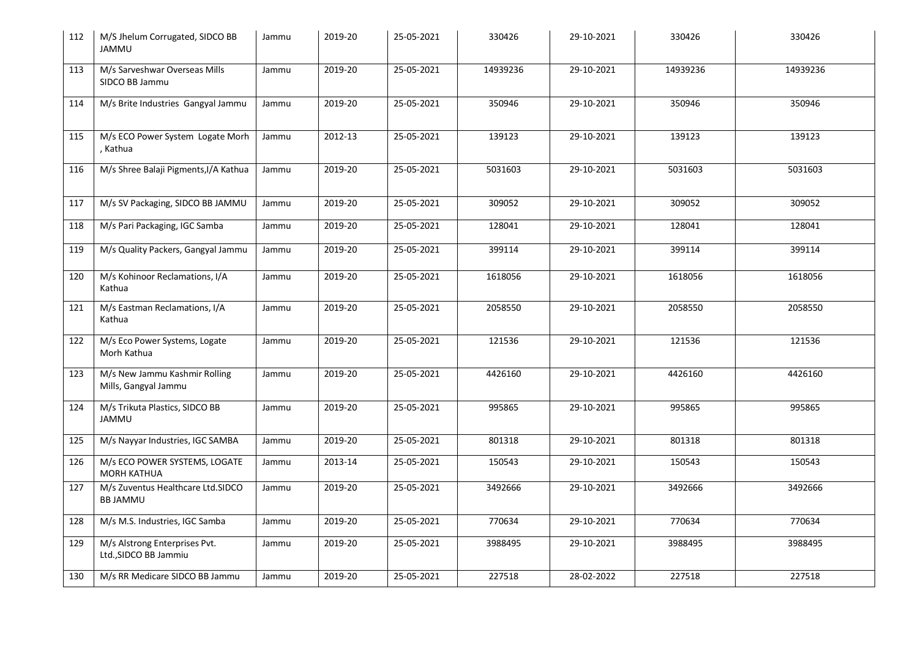| 112 | M/S Jhelum Corrugated, SIDCO BB JAMMU | Jammu | 2019-20 | 25-05-2021 | 330426 | 29-10-2021 | 330426 | 330426 |
|---|---|---|---|---|---|---|---|---|
| 113 | M/s Sarveshwar Overseas Mills SIDCO BB Jammu | Jammu | 2019-20 | 25-05-2021 | 14939236 | 29-10-2021 | 14939236 | 14939236 |
| 114 | M/s Brite Industries Gangyal Jammu | Jammu | 2019-20 | 25-05-2021 | 350946 | 29-10-2021 | 350946 | 350946 |
| 115 | M/s ECO Power System Logate Morh , Kathua | Jammu | 2012-13 | 25-05-2021 | 139123 | 29-10-2021 | 139123 | 139123 |
| 116 | M/s Shree Balaji Pigments,I/A Kathua | Jammu | 2019-20 | 25-05-2021 | 5031603 | 29-10-2021 | 5031603 | 5031603 |
| 117 | M/s SV Packaging, SIDCO BB JAMMU | Jammu | 2019-20 | 25-05-2021 | 309052 | 29-10-2021 | 309052 | 309052 |
| 118 | M/s Pari Packaging, IGC Samba | Jammu | 2019-20 | 25-05-2021 | 128041 | 29-10-2021 | 128041 | 128041 |
| 119 | M/s Quality Packers, Gangyal Jammu | Jammu | 2019-20 | 25-05-2021 | 399114 | 29-10-2021 | 399114 | 399114 |
| 120 | M/s Kohinoor Reclamations, I/A Kathua | Jammu | 2019-20 | 25-05-2021 | 1618056 | 29-10-2021 | 1618056 | 1618056 |
| 121 | M/s Eastman Reclamations, I/A Kathua | Jammu | 2019-20 | 25-05-2021 | 2058550 | 29-10-2021 | 2058550 | 2058550 |
| 122 | M/s Eco Power Systems, Logate Morh Kathua | Jammu | 2019-20 | 25-05-2021 | 121536 | 29-10-2021 | 121536 | 121536 |
| 123 | M/s New Jammu Kashmir Rolling Mills, Gangyal Jammu | Jammu | 2019-20 | 25-05-2021 | 4426160 | 29-10-2021 | 4426160 | 4426160 |
| 124 | M/s Trikuta Plastics, SIDCO BB JAMMU | Jammu | 2019-20 | 25-05-2021 | 995865 | 29-10-2021 | 995865 | 995865 |
| 125 | M/s Nayyar Industries, IGC SAMBA | Jammu | 2019-20 | 25-05-2021 | 801318 | 29-10-2021 | 801318 | 801318 |
| 126 | M/s ECO POWER SYSTEMS, LOGATE MORH KATHUA | Jammu | 2013-14 | 25-05-2021 | 150543 | 29-10-2021 | 150543 | 150543 |
| 127 | M/s Zuventus Healthcare Ltd.SIDCO BB JAMMU | Jammu | 2019-20 | 25-05-2021 | 3492666 | 29-10-2021 | 3492666 | 3492666 |
| 128 | M/s M.S. Industries, IGC Samba | Jammu | 2019-20 | 25-05-2021 | 770634 | 29-10-2021 | 770634 | 770634 |
| 129 | M/s Alstrong Enterprises Pvt. Ltd.,SIDCO BB Jammiu | Jammu | 2019-20 | 25-05-2021 | 3988495 | 29-10-2021 | 3988495 | 3988495 |
| 130 | M/s RR Medicare SIDCO BB Jammu | Jammu | 2019-20 | 25-05-2021 | 227518 | 28-02-2022 | 227518 | 227518 |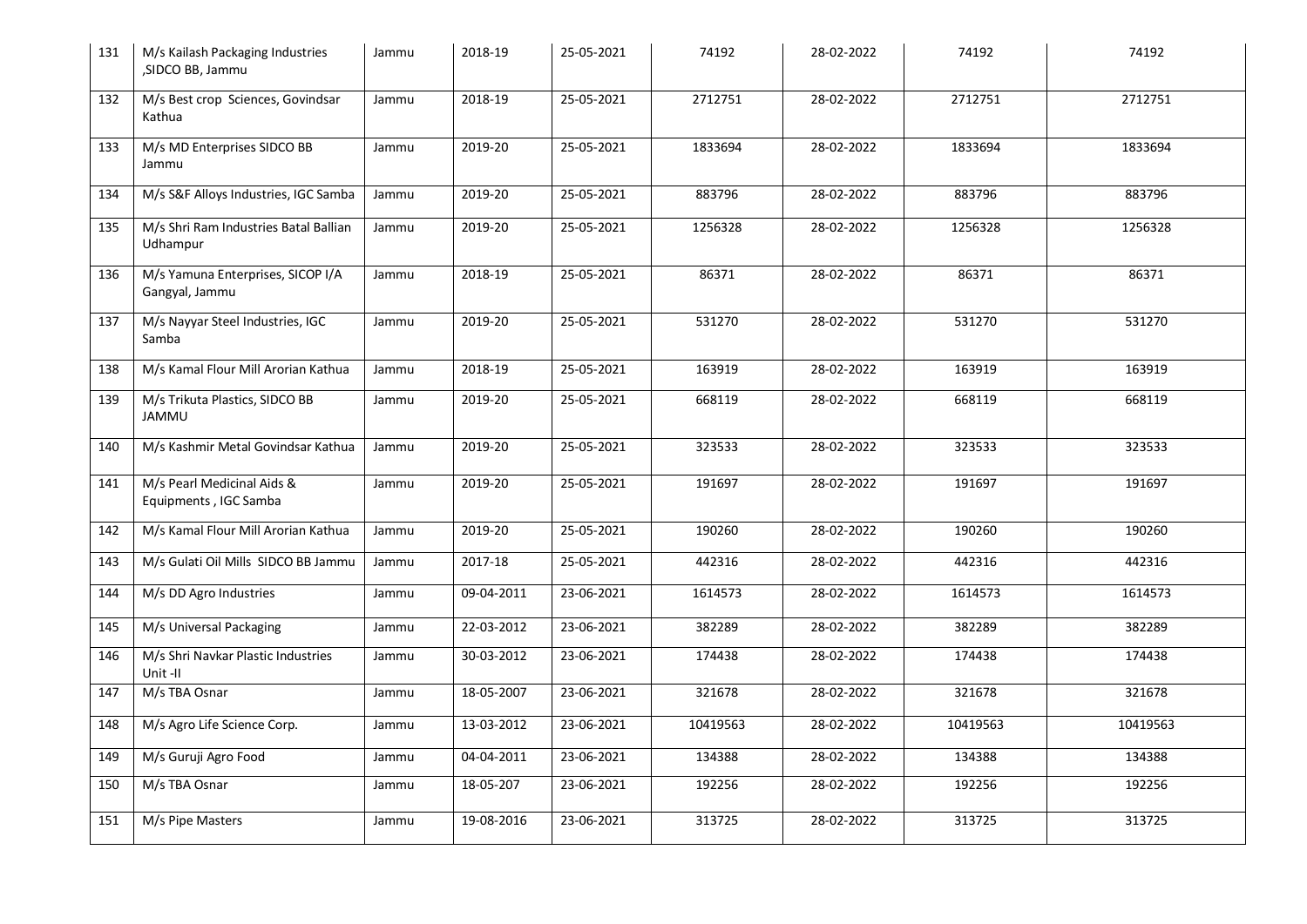| | | | | | | | | |
|---|---|---|---|---|---|---|---|---|
| 131 | M/s Kailash Packaging Industries ,SIDCO BB, Jammu | Jammu | 2018-19 | 25-05-2021 | 74192 | 28-02-2022 | 74192 | 74192 |
| 132 | M/s Best crop Sciences, Govindsar Kathua | Jammu | 2018-19 | 25-05-2021 | 2712751 | 28-02-2022 | 2712751 | 2712751 |
| 133 | M/s MD Enterprises SIDCO BB Jammu | Jammu | 2019-20 | 25-05-2021 | 1833694 | 28-02-2022 | 1833694 | 1833694 |
| 134 | M/s S&F Alloys Industries, IGC Samba | Jammu | 2019-20 | 25-05-2021 | 883796 | 28-02-2022 | 883796 | 883796 |
| 135 | M/s Shri Ram Industries Batal Ballian Udhampur | Jammu | 2019-20 | 25-05-2021 | 1256328 | 28-02-2022 | 1256328 | 1256328 |
| 136 | M/s Yamuna Enterprises, SICOP I/A Gangyal, Jammu | Jammu | 2018-19 | 25-05-2021 | 86371 | 28-02-2022 | 86371 | 86371 |
| 137 | M/s Nayyar Steel Industries, IGC Samba | Jammu | 2019-20 | 25-05-2021 | 531270 | 28-02-2022 | 531270 | 531270 |
| 138 | M/s Kamal Flour Mill Arorian Kathua | Jammu | 2018-19 | 25-05-2021 | 163919 | 28-02-2022 | 163919 | 163919 |
| 139 | M/s Trikuta Plastics, SIDCO BB JAMMU | Jammu | 2019-20 | 25-05-2021 | 668119 | 28-02-2022 | 668119 | 668119 |
| 140 | M/s Kashmir Metal Govindsar Kathua | Jammu | 2019-20 | 25-05-2021 | 323533 | 28-02-2022 | 323533 | 323533 |
| 141 | M/s Pearl Medicinal Aids & Equipments , IGC Samba | Jammu | 2019-20 | 25-05-2021 | 191697 | 28-02-2022 | 191697 | 191697 |
| 142 | M/s Kamal Flour Mill Arorian Kathua | Jammu | 2019-20 | 25-05-2021 | 190260 | 28-02-2022 | 190260 | 190260 |
| 143 | M/s Gulati Oil Mills SIDCO BB Jammu | Jammu | 2017-18 | 25-05-2021 | 442316 | 28-02-2022 | 442316 | 442316 |
| 144 | M/s DD Agro Industries | Jammu | 09-04-2011 | 23-06-2021 | 1614573 | 28-02-2022 | 1614573 | 1614573 |
| 145 | M/s Universal Packaging | Jammu | 22-03-2012 | 23-06-2021 | 382289 | 28-02-2022 | 382289 | 382289 |
| 146 | M/s Shri Navkar Plastic Industries Unit -II | Jammu | 30-03-2012 | 23-06-2021 | 174438 | 28-02-2022 | 174438 | 174438 |
| 147 | M/s TBA Osnar | Jammu | 18-05-2007 | 23-06-2021 | 321678 | 28-02-2022 | 321678 | 321678 |
| 148 | M/s Agro Life Science Corp. | Jammu | 13-03-2012 | 23-06-2021 | 10419563 | 28-02-2022 | 10419563 | 10419563 |
| 149 | M/s Guruji Agro Food | Jammu | 04-04-2011 | 23-06-2021 | 134388 | 28-02-2022 | 134388 | 134388 |
| 150 | M/s TBA Osnar | Jammu | 18-05-207 | 23-06-2021 | 192256 | 28-02-2022 | 192256 | 192256 |
| 151 | M/s Pipe Masters | Jammu | 19-08-2016 | 23-06-2021 | 313725 | 28-02-2022 | 313725 | 313725 |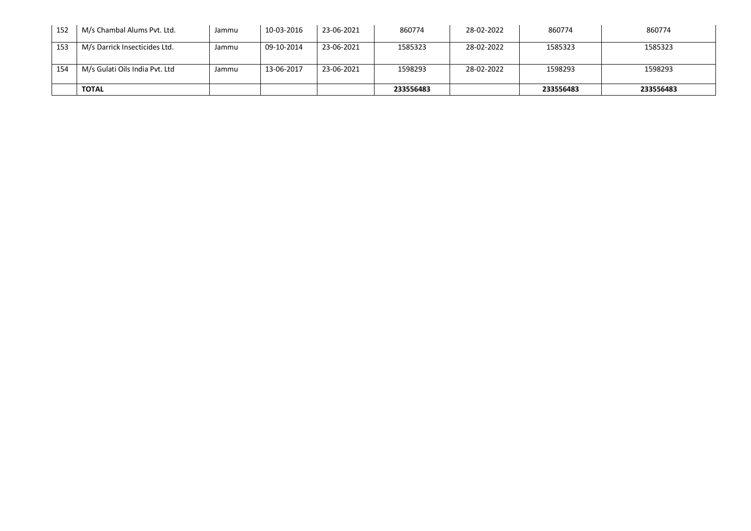| | | | | | | | | |
|---|---|---|---|---|---|---|---|---|
| 152 | M/s Chambal Alums Pvt. Ltd. | Jammu | 10-03-2016 | 23-06-2021 | 860774 | 28-02-2022 | 860774 | 860774 |
| 153 | M/s Darrick Insecticides Ltd. | Jammu | 09-10-2014 | 23-06-2021 | 1585323 | 28-02-2022 | 1585323 | 1585323 |
| 154 | M/s Gulati Oils India Pvt. Ltd | Jammu | 13-06-2017 | 23-06-2021 | 1598293 | 28-02-2022 | 1598293 | 1598293 |
| | **TOTAL** | | | | **233556483** | | **233556483** | **233556483** |